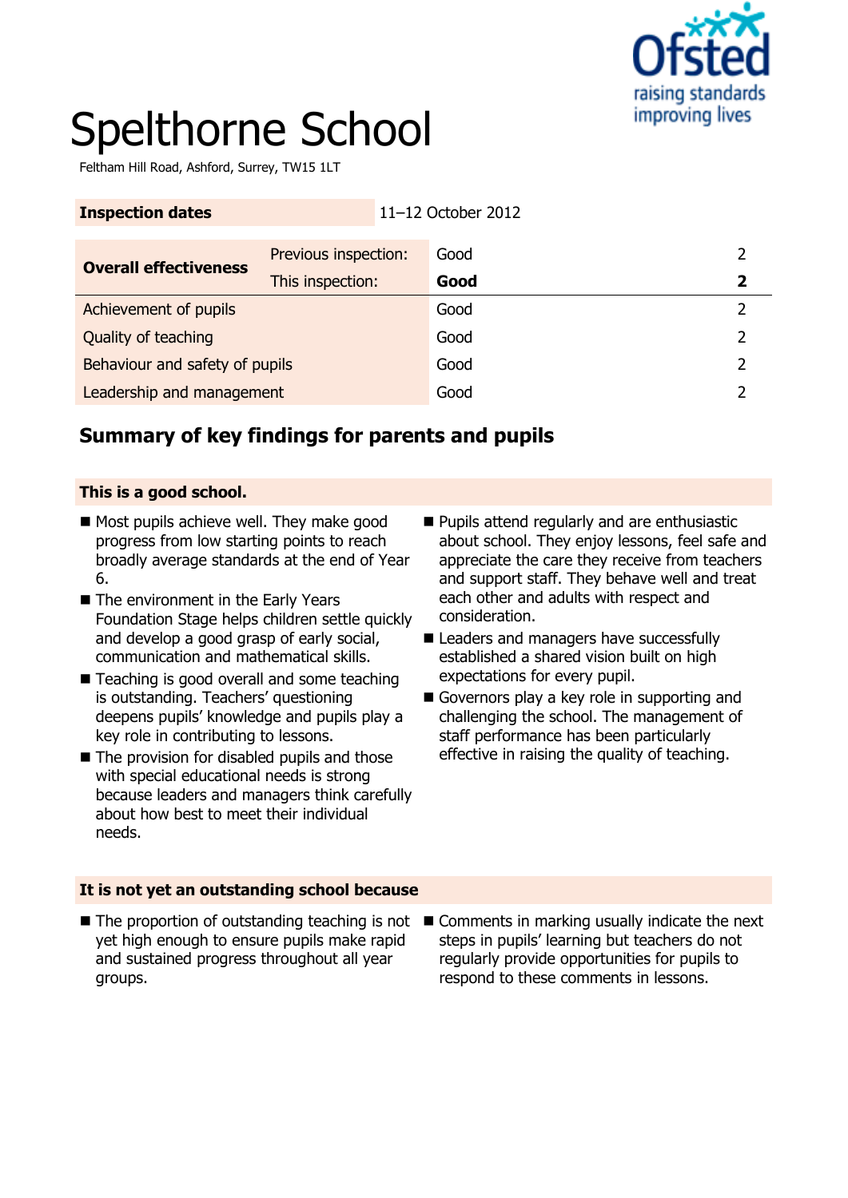# Spelthorne School

Feltham Hill Road, Ashford, Surrey, TW15 1LT

| **Inspection dates** | 11–12 October 2012 | | |
|---|---|---|---|

| **Overall effectiveness** | Previous inspection: | Good | 2 |
|---|---|---|---|
| | This inspection: | **Good** | **2** |
| Achievement of pupils | | Good | 2 |
| Quality of teaching | | Good | 2 |
| Behaviour and safety of pupils | | Good | 2 |
| Leadership and management | | Good | 2 |

## Summary of key findings for parents and pupils

### This is a good school.

- Most pupils achieve well. They make good progress from low starting points to reach broadly average standards at the end of Year 6.
- The environment in the Early Years Foundation Stage helps children settle quickly and develop a good grasp of early social, communication and mathematical skills.
- Teaching is good overall and some teaching is outstanding. Teachers' questioning deepens pupils' knowledge and pupils play a key role in contributing to lessons.
- The provision for disabled pupils and those with special educational needs is strong because leaders and managers think carefully about how best to meet their individual needs.
- Pupils attend regularly and are enthusiastic about school. They enjoy lessons, feel safe and appreciate the care they receive from teachers and support staff. They behave well and treat each other and adults with respect and consideration.
- Leaders and managers have successfully established a shared vision built on high expectations for every pupil.
- Governors play a key role in supporting and challenging the school. The management of staff performance has been particularly effective in raising the quality of teaching.

### It is not yet an outstanding school because

- The proportion of outstanding teaching is not yet high enough to ensure pupils make rapid and sustained progress throughout all year groups.
- Comments in marking usually indicate the next steps in pupils' learning but teachers do not regularly provide opportunities for pupils to respond to these comments in lessons.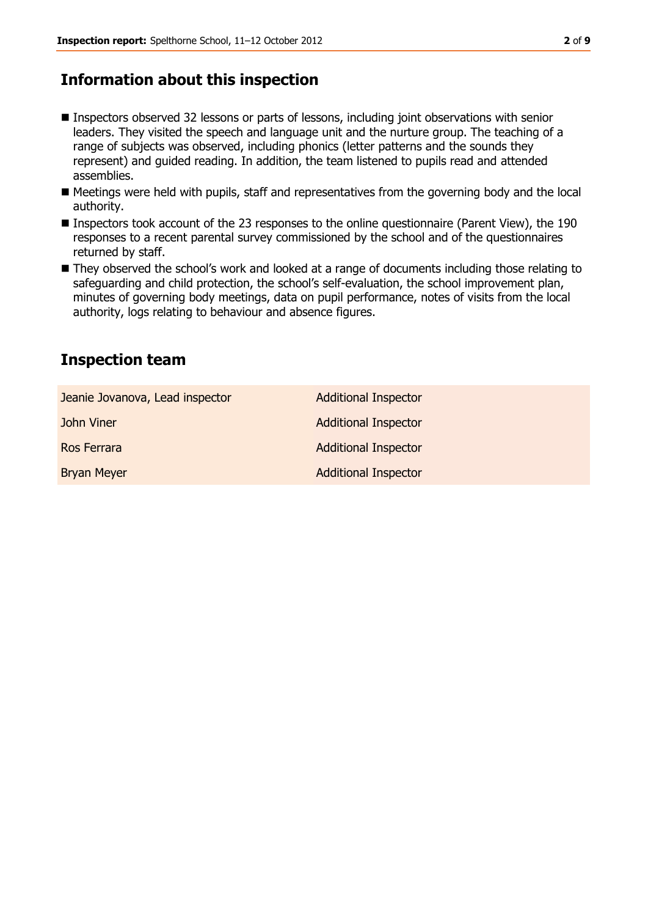## Information about this inspection

- Inspectors observed 32 lessons or parts of lessons, including joint observations with senior leaders. They visited the speech and language unit and the nurture group. The teaching of a range of subjects was observed, including phonics (letter patterns and the sounds they represent) and guided reading. In addition, the team listened to pupils read and attended assemblies.
- Meetings were held with pupils, staff and representatives from the governing body and the local authority.
- Inspectors took account of the 23 responses to the online questionnaire (Parent View), the 190 responses to a recent parental survey commissioned by the school and of the questionnaires returned by staff.
- They observed the school's work and looked at a range of documents including those relating to safeguarding and child protection, the school's self-evaluation, the school improvement plan, minutes of governing body meetings, data on pupil performance, notes of visits from the local authority, logs relating to behaviour and absence figures.

## Inspection team

| | |
|---|---|
| Jeanie Jovanova, Lead inspector | Additional Inspector |
| John Viner | Additional Inspector |
| Ros Ferrara | Additional Inspector |
| Bryan Meyer | Additional Inspector |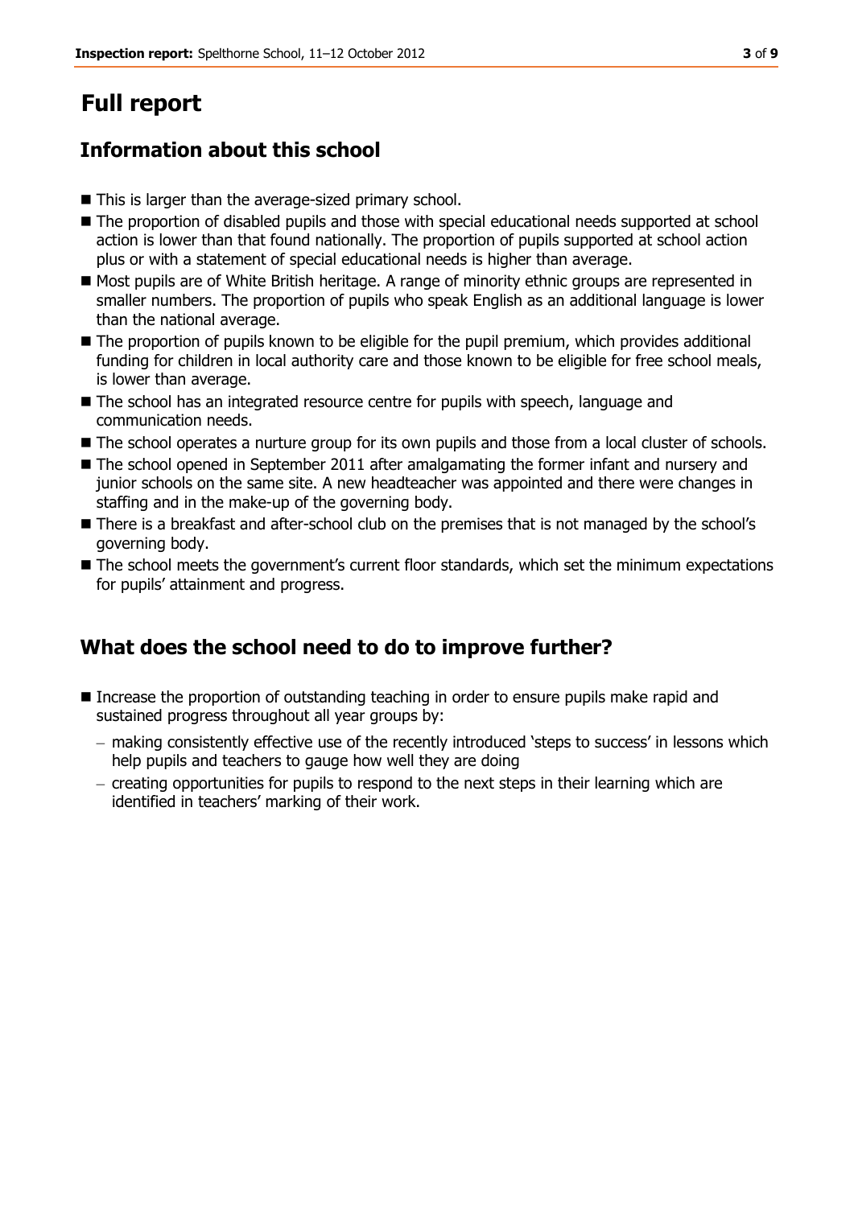# Full report

## Information about this school

- This is larger than the average-sized primary school.
- The proportion of disabled pupils and those with special educational needs supported at school action is lower than that found nationally. The proportion of pupils supported at school action plus or with a statement of special educational needs is higher than average.
- Most pupils are of White British heritage. A range of minority ethnic groups are represented in smaller numbers. The proportion of pupils who speak English as an additional language is lower than the national average.
- The proportion of pupils known to be eligible for the pupil premium, which provides additional funding for children in local authority care and those known to be eligible for free school meals, is lower than average.
- The school has an integrated resource centre for pupils with speech, language and communication needs.
- The school operates a nurture group for its own pupils and those from a local cluster of schools.
- The school opened in September 2011 after amalgamating the former infant and nursery and junior schools on the same site. A new headteacher was appointed and there were changes in staffing and in the make-up of the governing body.
- There is a breakfast and after-school club on the premises that is not managed by the school's governing body.
- The school meets the government's current floor standards, which set the minimum expectations for pupils' attainment and progress.

## What does the school need to do to improve further?

- Increase the proportion of outstanding teaching in order to ensure pupils make rapid and sustained progress throughout all year groups by:
  - making consistently effective use of the recently introduced 'steps to success' in lessons which help pupils and teachers to gauge how well they are doing
  - creating opportunities for pupils to respond to the next steps in their learning which are identified in teachers' marking of their work.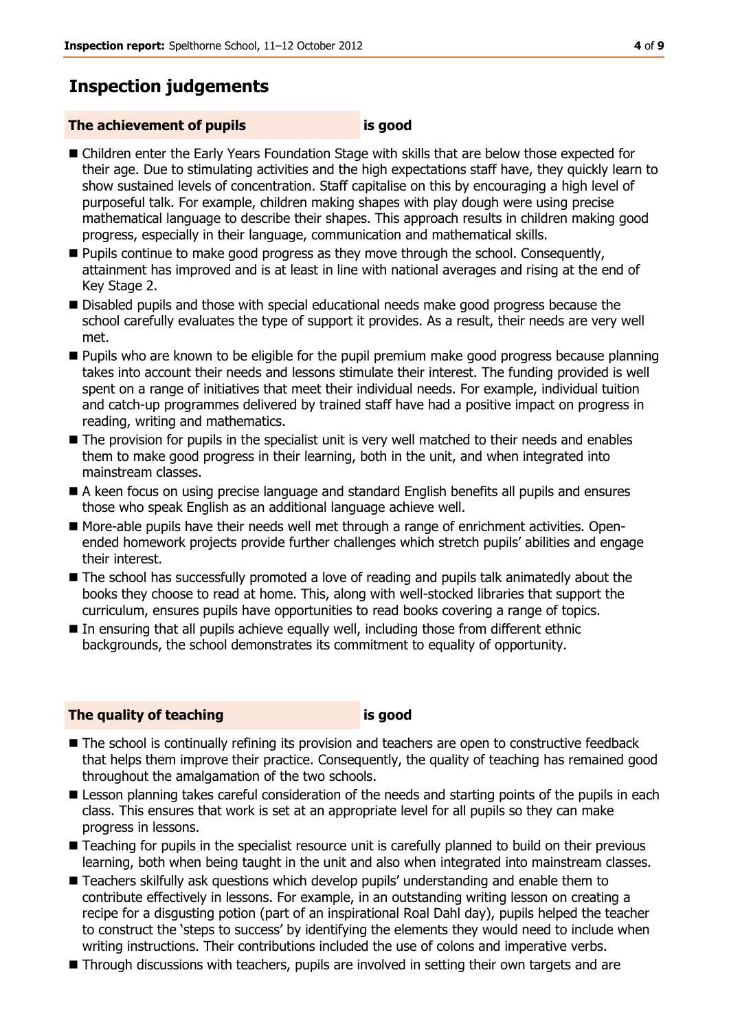## Inspection judgements

### The achievement of pupils is good

- Children enter the Early Years Foundation Stage with skills that are below those expected for their age. Due to stimulating activities and the high expectations staff have, they quickly learn to show sustained levels of concentration. Staff capitalise on this by encouraging a high level of purposeful talk. For example, children making shapes with play dough were using precise mathematical language to describe their shapes. This approach results in children making good progress, especially in their language, communication and mathematical skills.
- Pupils continue to make good progress as they move through the school. Consequently, attainment has improved and is at least in line with national averages and rising at the end of Key Stage 2.
- Disabled pupils and those with special educational needs make good progress because the school carefully evaluates the type of support it provides. As a result, their needs are very well met.
- Pupils who are known to be eligible for the pupil premium make good progress because planning takes into account their needs and lessons stimulate their interest. The funding provided is well spent on a range of initiatives that meet their individual needs. For example, individual tuition and catch-up programmes delivered by trained staff have had a positive impact on progress in reading, writing and mathematics.
- The provision for pupils in the specialist unit is very well matched to their needs and enables them to make good progress in their learning, both in the unit, and when integrated into mainstream classes.
- A keen focus on using precise language and standard English benefits all pupils and ensures those who speak English as an additional language achieve well.
- More-able pupils have their needs well met through a range of enrichment activities. Open-ended homework projects provide further challenges which stretch pupils' abilities and engage their interest.
- The school has successfully promoted a love of reading and pupils talk animatedly about the books they choose to read at home. This, along with well-stocked libraries that support the curriculum, ensures pupils have opportunities to read books covering a range of topics.
- In ensuring that all pupils achieve equally well, including those from different ethnic backgrounds, the school demonstrates its commitment to equality of opportunity.

### The quality of teaching is good

- The school is continually refining its provision and teachers are open to constructive feedback that helps them improve their practice. Consequently, the quality of teaching has remained good throughout the amalgamation of the two schools.
- Lesson planning takes careful consideration of the needs and starting points of the pupils in each class. This ensures that work is set at an appropriate level for all pupils so they can make progress in lessons.
- Teaching for pupils in the specialist resource unit is carefully planned to build on their previous learning, both when being taught in the unit and also when integrated into mainstream classes.
- Teachers skilfully ask questions which develop pupils' understanding and enable them to contribute effectively in lessons. For example, in an outstanding writing lesson on creating a recipe for a disgusting potion (part of an inspirational Roal Dahl day), pupils helped the teacher to construct the 'steps to success' by identifying the elements they would need to include when writing instructions. Their contributions included the use of colons and imperative verbs.
- Through discussions with teachers, pupils are involved in setting their own targets and are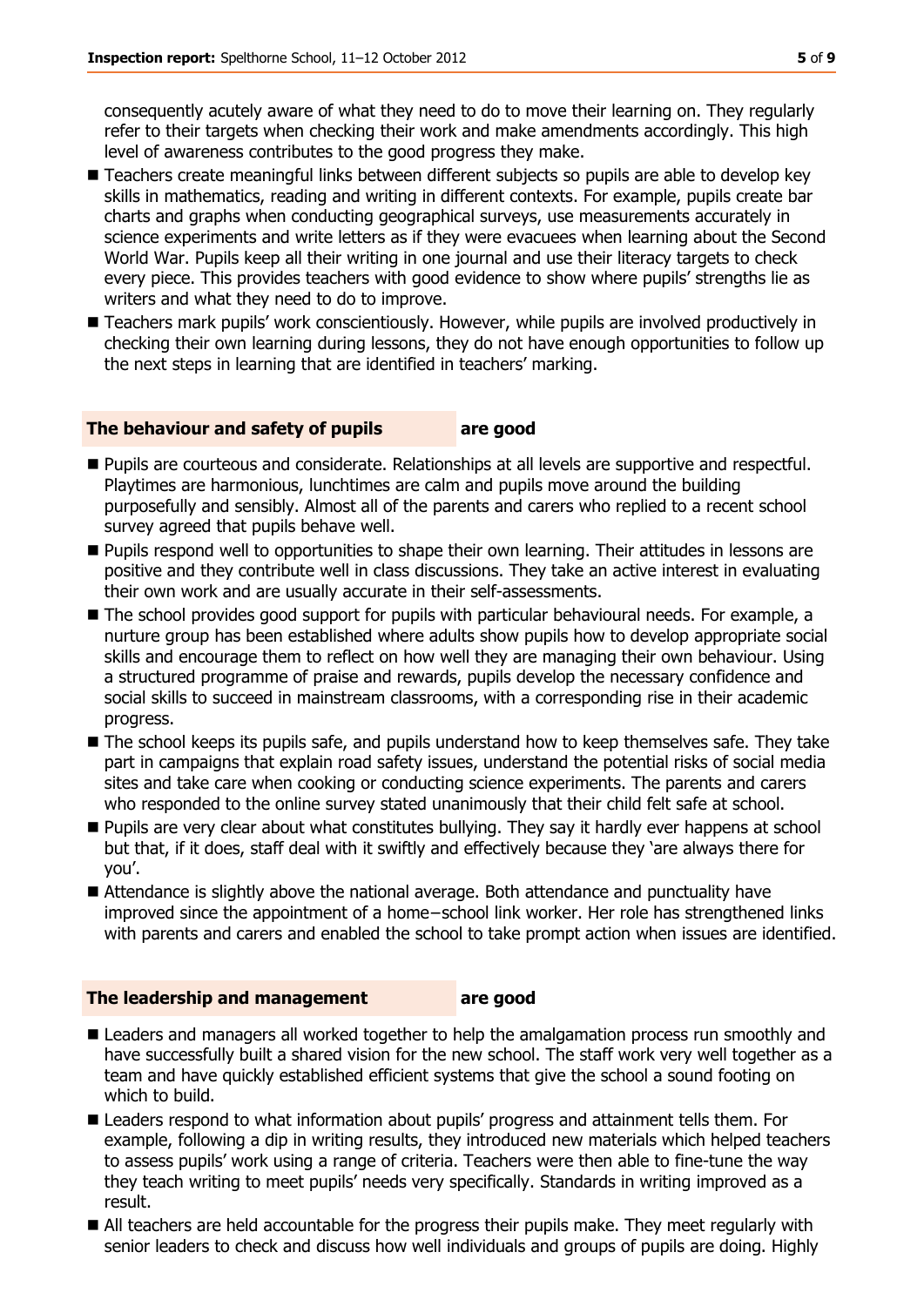consequently acutely aware of what they need to do to move their learning on. They regularly refer to their targets when checking their work and make amendments accordingly. This high level of awareness contributes to the good progress they make.

- Teachers create meaningful links between different subjects so pupils are able to develop key skills in mathematics, reading and writing in different contexts. For example, pupils create bar charts and graphs when conducting geographical surveys, use measurements accurately in science experiments and write letters as if they were evacuees when learning about the Second World War. Pupils keep all their writing in one journal and use their literacy targets to check every piece. This provides teachers with good evidence to show where pupils' strengths lie as writers and what they need to do to improve.
- Teachers mark pupils' work conscientiously. However, while pupils are involved productively in checking their own learning during lessons, they do not have enough opportunities to follow up the next steps in learning that are identified in teachers' marking.

## The behaviour and safety of pupils — are good

- Pupils are courteous and considerate. Relationships at all levels are supportive and respectful. Playtimes are harmonious, lunchtimes are calm and pupils move around the building purposefully and sensibly. Almost all of the parents and carers who replied to a recent school survey agreed that pupils behave well.
- Pupils respond well to opportunities to shape their own learning. Their attitudes in lessons are positive and they contribute well in class discussions. They take an active interest in evaluating their own work and are usually accurate in their self-assessments.
- The school provides good support for pupils with particular behavioural needs. For example, a nurture group has been established where adults show pupils how to develop appropriate social skills and encourage them to reflect on how well they are managing their own behaviour. Using a structured programme of praise and rewards, pupils develop the necessary confidence and social skills to succeed in mainstream classrooms, with a corresponding rise in their academic progress.
- The school keeps its pupils safe, and pupils understand how to keep themselves safe. They take part in campaigns that explain road safety issues, understand the potential risks of social media sites and take care when cooking or conducting science experiments. The parents and carers who responded to the online survey stated unanimously that their child felt safe at school.
- Pupils are very clear about what constitutes bullying. They say it hardly ever happens at school but that, if it does, staff deal with it swiftly and effectively because they 'are always there for you'.
- Attendance is slightly above the national average. Both attendance and punctuality have improved since the appointment of a home−school link worker. Her role has strengthened links with parents and carers and enabled the school to take prompt action when issues are identified.

## The leadership and management — are good

- Leaders and managers all worked together to help the amalgamation process run smoothly and have successfully built a shared vision for the new school. The staff work very well together as a team and have quickly established efficient systems that give the school a sound footing on which to build.
- Leaders respond to what information about pupils' progress and attainment tells them. For example, following a dip in writing results, they introduced new materials which helped teachers to assess pupils' work using a range of criteria. Teachers were then able to fine-tune the way they teach writing to meet pupils' needs very specifically. Standards in writing improved as a result.
- All teachers are held accountable for the progress their pupils make. They meet regularly with senior leaders to check and discuss how well individuals and groups of pupils are doing. Highly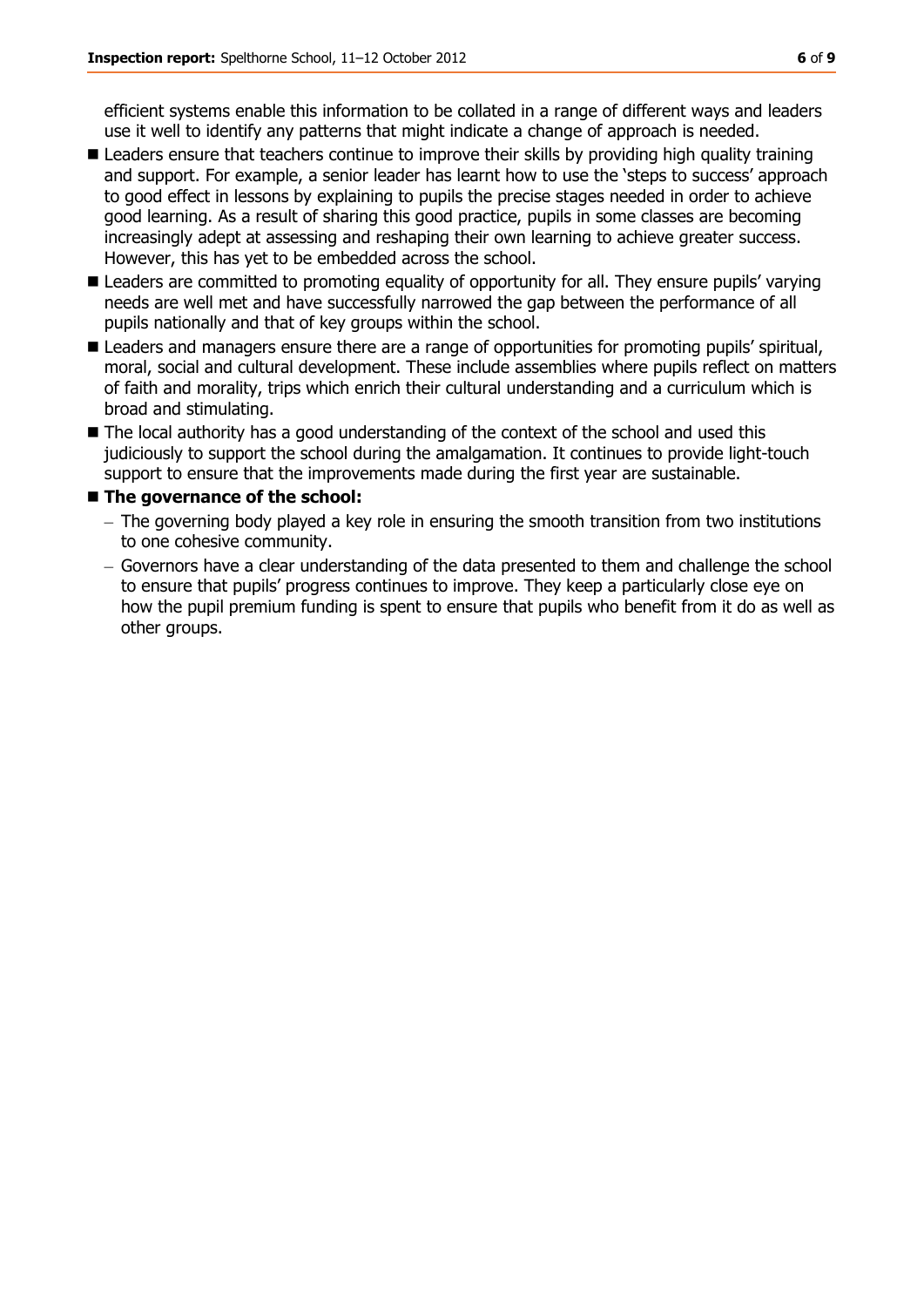efficient systems enable this information to be collated in a range of different ways and leaders use it well to identify any patterns that might indicate a change of approach is needed.

- Leaders ensure that teachers continue to improve their skills by providing high quality training and support. For example, a senior leader has learnt how to use the 'steps to success' approach to good effect in lessons by explaining to pupils the precise stages needed in order to achieve good learning. As a result of sharing this good practice, pupils in some classes are becoming increasingly adept at assessing and reshaping their own learning to achieve greater success. However, this has yet to be embedded across the school.
- Leaders are committed to promoting equality of opportunity for all. They ensure pupils' varying needs are well met and have successfully narrowed the gap between the performance of all pupils nationally and that of key groups within the school.
- Leaders and managers ensure there are a range of opportunities for promoting pupils' spiritual, moral, social and cultural development. These include assemblies where pupils reflect on matters of faith and morality, trips which enrich their cultural understanding and a curriculum which is broad and stimulating.
- The local authority has a good understanding of the context of the school and used this judiciously to support the school during the amalgamation. It continues to provide light-touch support to ensure that the improvements made during the first year are sustainable.
- **The governance of the school:**
  - The governing body played a key role in ensuring the smooth transition from two institutions to one cohesive community.
  - Governors have a clear understanding of the data presented to them and challenge the school to ensure that pupils' progress continues to improve. They keep a particularly close eye on how the pupil premium funding is spent to ensure that pupils who benefit from it do as well as other groups.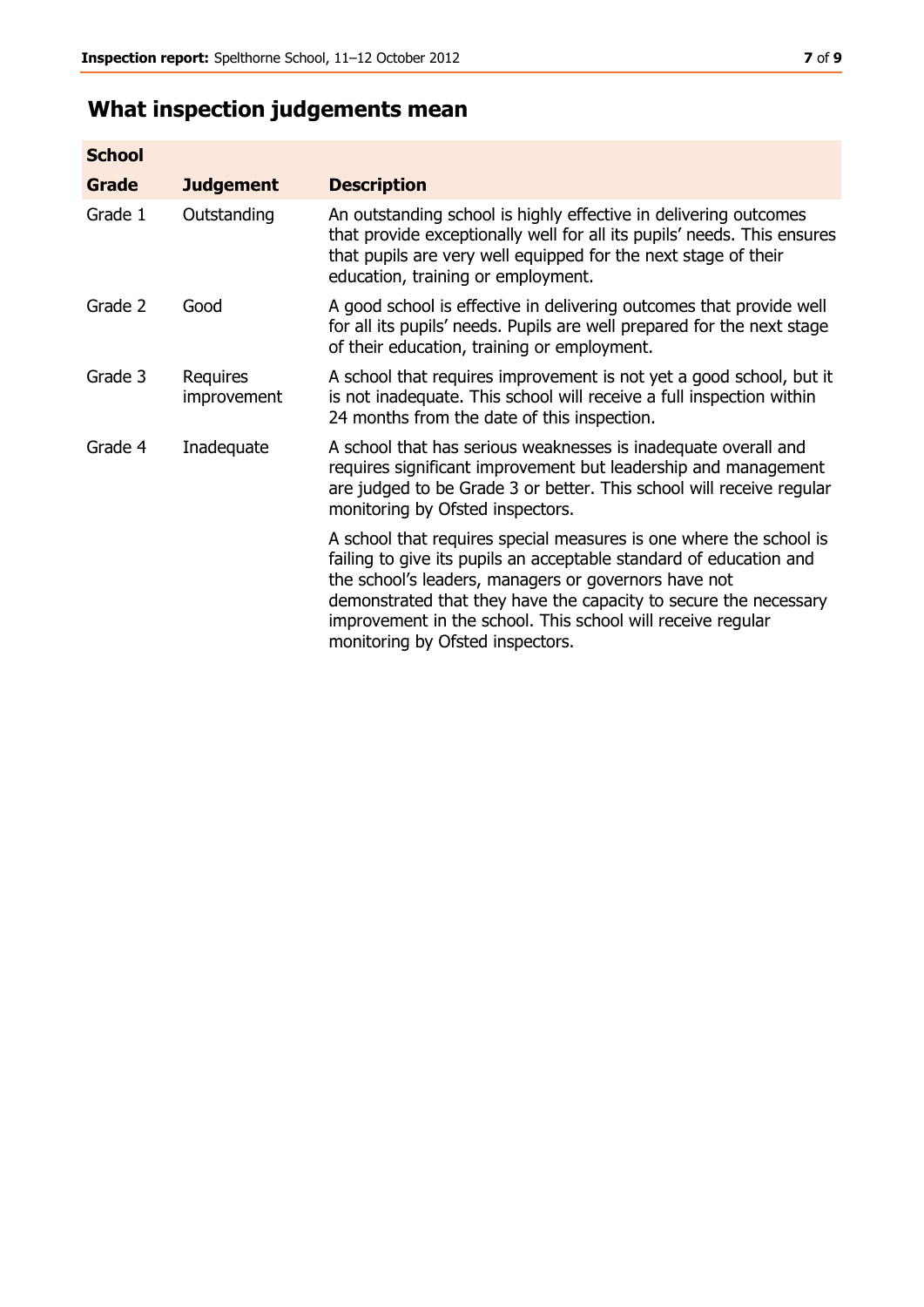## What inspection judgements mean

| School | | |
|---|---|---|
| **Grade** | **Judgement** | **Description** |
| Grade 1 | Outstanding | An outstanding school is highly effective in delivering outcomes that provide exceptionally well for all its pupils' needs. This ensures that pupils are very well equipped for the next stage of their education, training or employment. |
| Grade 2 | Good | A good school is effective in delivering outcomes that provide well for all its pupils' needs. Pupils are well prepared for the next stage of their education, training or employment. |
| Grade 3 | Requires improvement | A school that requires improvement is not yet a good school, but it is not inadequate. This school will receive a full inspection within 24 months from the date of this inspection. |
| Grade 4 | Inadequate | A school that has serious weaknesses is inadequate overall and requires significant improvement but leadership and management are judged to be Grade 3 or better. This school will receive regular monitoring by Ofsted inspectors. |
| | | A school that requires special measures is one where the school is failing to give its pupils an acceptable standard of education and the school's leaders, managers or governors have not demonstrated that they have the capacity to secure the necessary improvement in the school. This school will receive regular monitoring by Ofsted inspectors. |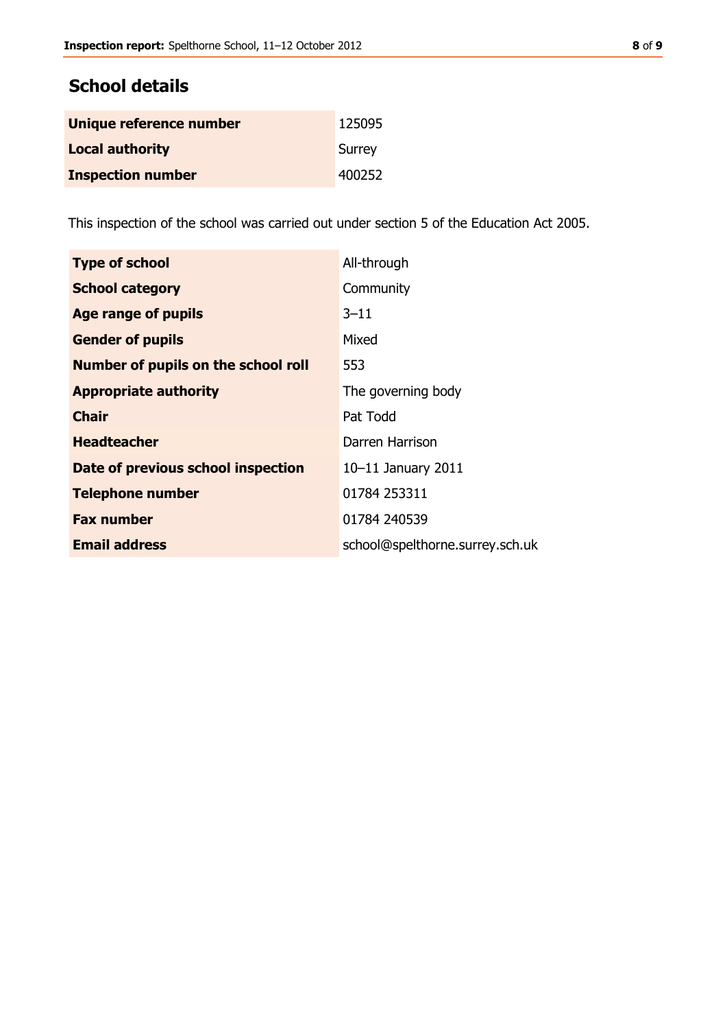## School details

| | |
|---|---|
| **Unique reference number** | 125095 |
| **Local authority** | Surrey |
| **Inspection number** | 400252 |

This inspection of the school was carried out under section 5 of the Education Act 2005.

| | |
|---|---|
| **Type of school** | All-through |
| **School category** | Community |
| **Age range of pupils** | 3–11 |
| **Gender of pupils** | Mixed |
| **Number of pupils on the school roll** | 553 |
| **Appropriate authority** | The governing body |
| **Chair** | Pat Todd |
| **Headteacher** | Darren Harrison |
| **Date of previous school inspection** | 10–11 January 2011 |
| **Telephone number** | 01784 253311 |
| **Fax number** | 01784 240539 |
| **Email address** | school@spelthorne.surrey.sch.uk |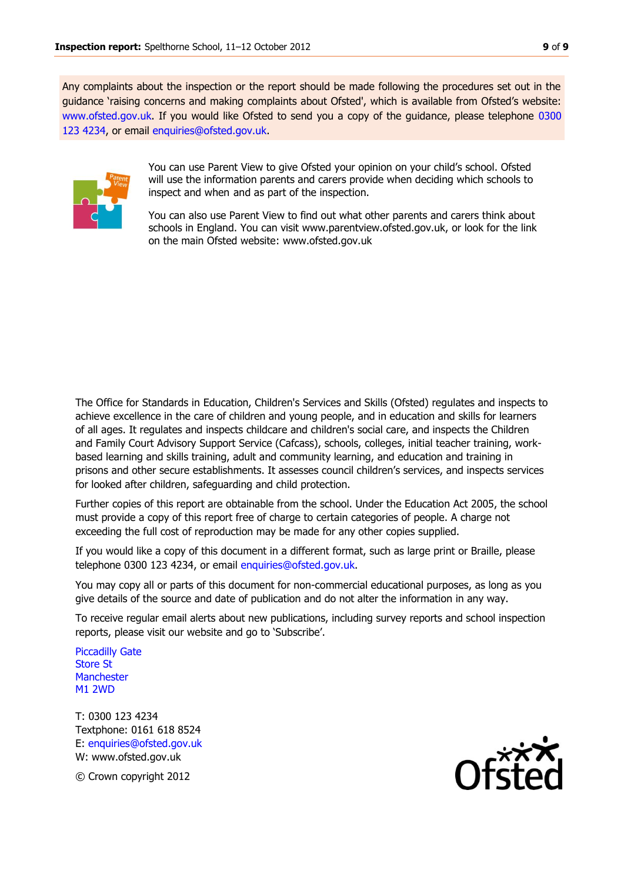Any complaints about the inspection or the report should be made following the procedures set out in the guidance 'raising concerns and making complaints about Ofsted', which is available from Ofsted's website: www.ofsted.gov.uk. If you would like Ofsted to send you a copy of the guidance, please telephone 0300 123 4234, or email enquiries@ofsted.gov.uk.

You can use Parent View to give Ofsted your opinion on your child's school. Ofsted will use the information parents and carers provide when deciding which schools to inspect and when and as part of the inspection.

You can also use Parent View to find out what other parents and carers think about schools in England. You can visit www.parentview.ofsted.gov.uk, or look for the link on the main Ofsted website: www.ofsted.gov.uk

The Office for Standards in Education, Children's Services and Skills (Ofsted) regulates and inspects to achieve excellence in the care of children and young people, and in education and skills for learners of all ages. It regulates and inspects childcare and children's social care, and inspects the Children and Family Court Advisory Support Service (Cafcass), schools, colleges, initial teacher training, work-based learning and skills training, adult and community learning, and education and training in prisons and other secure establishments. It assesses council children's services, and inspects services for looked after children, safeguarding and child protection.

Further copies of this report are obtainable from the school. Under the Education Act 2005, the school must provide a copy of this report free of charge to certain categories of people. A charge not exceeding the full cost of reproduction may be made for any other copies supplied.

If you would like a copy of this document in a different format, such as large print or Braille, please telephone 0300 123 4234, or email enquiries@ofsted.gov.uk.

You may copy all or parts of this document for non-commercial educational purposes, as long as you give details of the source and date of publication and do not alter the information in any way.

To receive regular email alerts about new publications, including survey reports and school inspection reports, please visit our website and go to 'Subscribe'.

Piccadilly Gate
Store St
Manchester
M1 2WD

T: 0300 123 4234
Textphone: 0161 618 8524
E: enquiries@ofsted.gov.uk
W: www.ofsted.gov.uk

© Crown copyright 2012